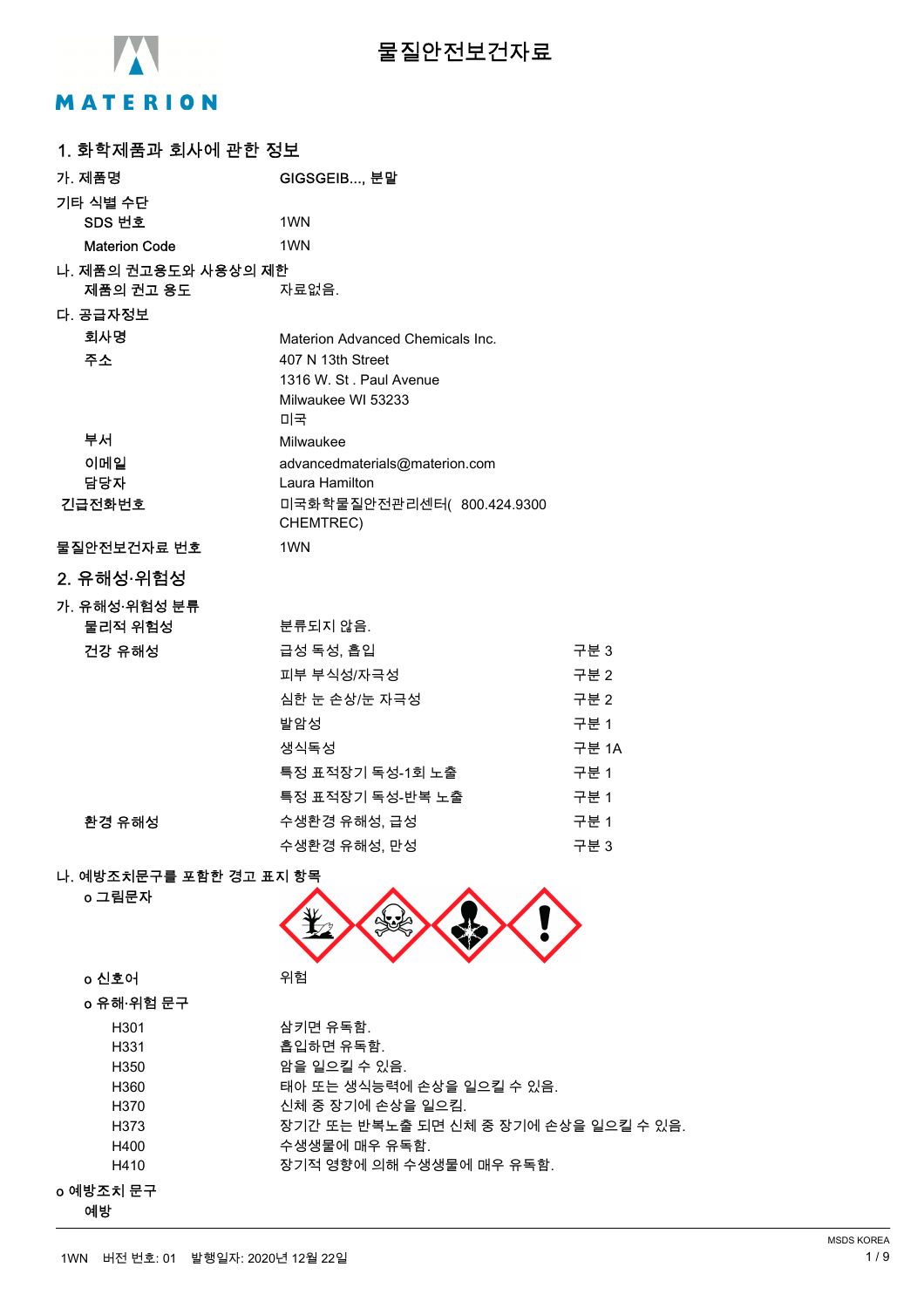# 물질안전보건자료

## 1. 화학제품과 회사에 관한 정보

가. 제품명 GIGSGEIB..., 분말

기타 식별 수단

| | |
|---|---|
| SDS 번호 | 1WN |
| Materion Code | 1WN |

나. 제품의 권고용도와 사용상의 제한

| | |
|---|---|
| 제품의 권고 용도 | 자료없음. |

다. 공급자정보

| | |
|---|---|
| 회사명 | Materion Advanced Chemicals Inc. |
| 주소 | 407 N 13th Street<br>1316 W. St . Paul Avenue<br>Milwaukee WI 53233<br>미국 |
| 부서 | Milwaukee |
| 이메일 | advancedmaterials@materion.com |
| 담당자 | Laura Hamilton |
| 긴급전화번호 | 미국화학물질안전관리센터( 800.424.9300 CHEMTREC) |
| 물질안전보건자료 번호 | 1WN |

## 2. 유해성·위험성

가. 유해성·위험성 분류

| | | |
|---|---|---|
| 물리적 위험성 | 분류되지 않음. | |
| 건강 유해성 | 급성 독성, 흡입 | 구분 3 |
| | 피부 부식성/자극성 | 구분 2 |
| | 심한 눈 손상/눈 자극성 | 구분 2 |
| | 발암성 | 구분 1 |
| | 생식독성 | 구분 1A |
| | 특정 표적장기 독성-1회 노출 | 구분 1 |
| | 특정 표적장기 독성-반복 노출 | 구분 1 |
| 환경 유해성 | 수생환경 유해성, 급성 | 구분 1 |
| | 수생환경 유해성, 만성 | 구분 3 |

나. 예방조치문구를 포함한 경고 표지 항목

o 그림문자

o 신호어 위험

o 유해·위험 문구

| | |
|---|---|
| H301 | 삼키면 유독함. |
| H331 | 흡입하면 유독함. |
| H350 | 암을 일으킬 수 있음. |
| H360 | 태아 또는 생식능력에 손상을 일으킬 수 있음. |
| H370 | 신체 중 장기에 손상을 일으킴. |
| H373 | 장기간 또는 반복노출 되면 신체 중 장기에 손상을 일으킬 수 있음. |
| H400 | 수생생물에 매우 유독함. |
| H410 | 장기적 영향에 의해 수생생물에 매우 유독함. |

o 예방조치 문구

예방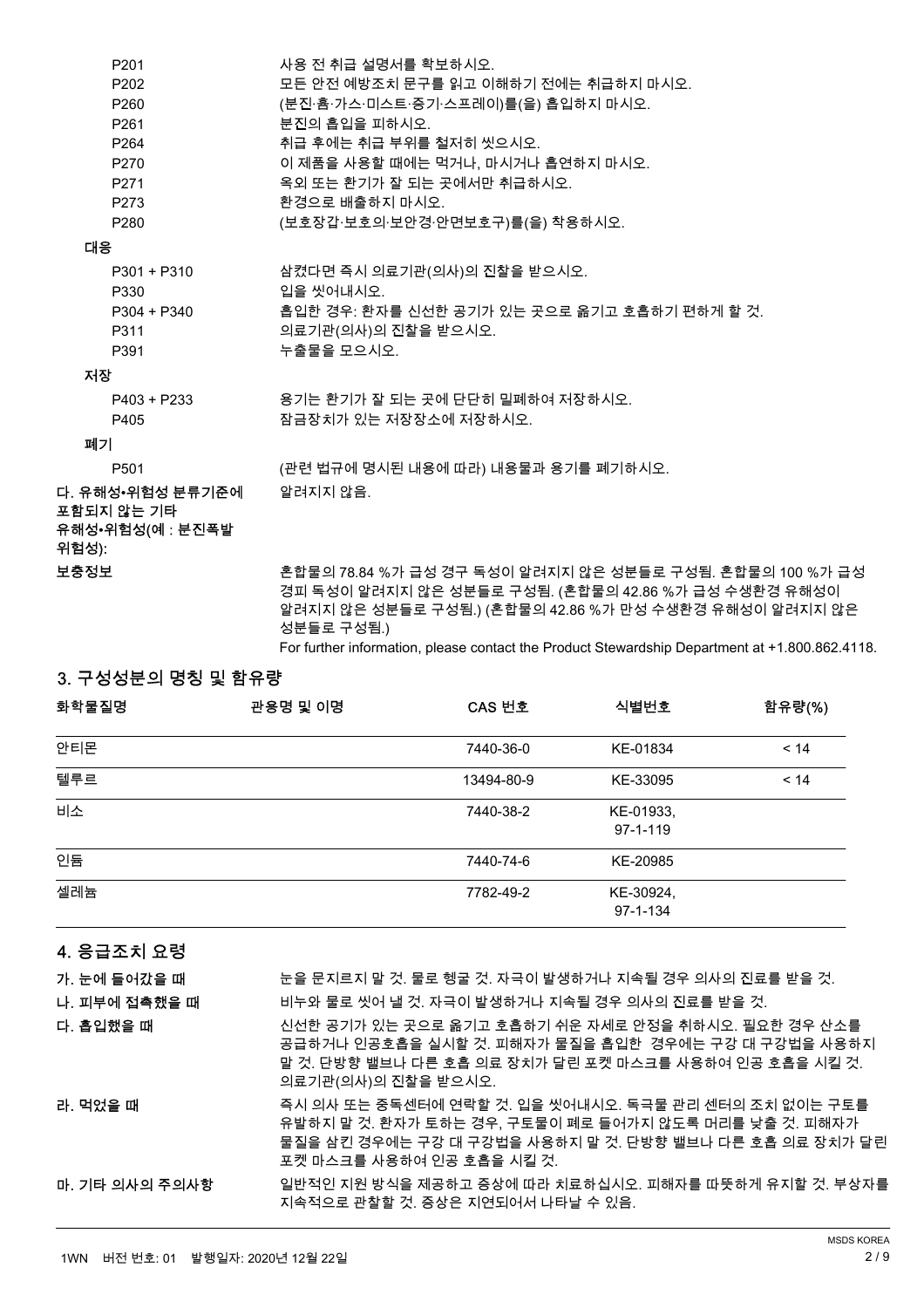| | |
|---|---|
| P201 | 사용 전 취급 설명서를 확보하시오. |
| P202 | 모든 안전 예방조치 문구를 읽고 이해하기 전에는 취급하지 마시오. |
| P260 | (분진·흄·가스·미스트·증기·스프레이)를(을) 흡입하지 마시오. |
| P261 | 분진의 흡입을 피하시오. |
| P264 | 취급 후에는 취급 부위를 철저히 씻으시오. |
| P270 | 이 제품을 사용할 때에는 먹거나, 마시거나 흡연하지 마시오. |
| P271 | 옥외 또는 환기가 잘 되는 곳에서만 취급하시오. |
| P273 | 환경으로 배출하지 마시오. |
| P280 | (보호장갑·보호의·보안경·안면보호구)를(을) 착용하시오. |

**대응**

| | |
|---|---|
| P301 + P310 | 삼켰다면 즉시 의료기관(의사)의 진찰을 받으시오. |
| P330 | 입을 씻어내시오. |
| P304 + P340 | 흡입한 경우: 환자를 신선한 공기가 있는 곳으로 옮기고 호흡하기 편하게 할 것. |
| P311 | 의료기관(의사)의 진찰을 받으시오. |
| P391 | 누출물을 모으시오. |

**저장**

| | |
|---|---|
| P403 + P233 | 용기는 환기가 잘 되는 곳에 단단히 밀폐하여 저장하시오. |
| P405 | 잠금장치가 있는 저장장소에 저장하시오. |

**폐기**

| | |
|---|---|
| P501 | (관련 법규에 명시된 내용에 따라) 내용물과 용기를 폐기하시오. |

**다. 유해성•위험성 분류기준에 포함되지 않는 기타 유해성•위험성(예 : 분진폭발 위험성):** 알려지지 않음.

**보충정보** 혼합물의 78.84 %가 급성 경구 독성이 알려지지 않은 성분들로 구성됨. 혼합물의 100 %가 급성 경피 독성이 알려지지 않은 성분들로 구성됨. (혼합물의 42.86 %가 급성 수생환경 유해성이 알려지지 않은 성분들로 구성됨.) (혼합물의 42.86 %가 만성 수생환경 유해성이 알려지지 않은 성분들로 구성됨.)

For further information, please contact the Product Stewardship Department at +1.800.862.4118.

## 3. 구성성분의 명칭 및 함유량

| 화학물질명 | 관용명 및 이명 | CAS 번호 | 식별번호 | 함유량(%) |
|---|---|---|---|---|
| 안티몬 | | 7440-36-0 | KE-01834 | < 14 |
| 텔루르 | | 13494-80-9 | KE-33095 | < 14 |
| 비소 | | 7440-38-2 | KE-01933, 97-1-119 | |
| 인듐 | | 7440-74-6 | KE-20985 | |
| 셀레늄 | | 7782-49-2 | KE-30924, 97-1-134 | |

## 4. 응급조치 요령

**가. 눈에 들어갔을 때** 눈을 문지르지 말 것. 물로 헹굴 것. 자극이 발생하거나 지속될 경우 의사의 진료를 받을 것.

**나. 피부에 접촉했을 때** 비누와 물로 씻어 낼 것. 자극이 발생하거나 지속될 경우 의사의 진료를 받을 것.

**다. 흡입했을 때** 신선한 공기가 있는 곳으로 옮기고 호흡하기 쉬운 자세로 안정을 취하시오. 필요한 경우 산소를 공급하거나 인공호흡을 실시할 것. 피해자가 물질을 흡입한 경우에는 구강 대 구강법을 사용하지 말 것. 단방향 밸브나 다른 호흡 의료 장치가 달린 포켓 마스크를 사용하여 인공 호흡을 시킬 것. 의료기관(의사)의 진찰을 받으시오.

**라. 먹었을 때** 즉시 의사 또는 중독센터에 연락할 것. 입을 씻어내시오. 독극물 관리 센터의 조치 없이는 구토를 유발하지 말 것. 환자가 토하는 경우, 구토물이 폐로 들어가지 않도록 머리를 낮출 것. 피해자가 물질을 삼킨 경우에는 구강 대 구강법을 사용하지 말 것. 단방향 밸브나 다른 호흡 의료 장치가 달린 포켓 마스크를 사용하여 인공 호흡을 시킬 것.

**마. 기타 의사의 주의사항** 일반적인 지원 방식을 제공하고 증상에 따라 치료하십시오. 피해자를 따뜻하게 유지할 것. 부상자를 지속적으로 관찰할 것. 증상은 지연되어서 나타날 수 있음.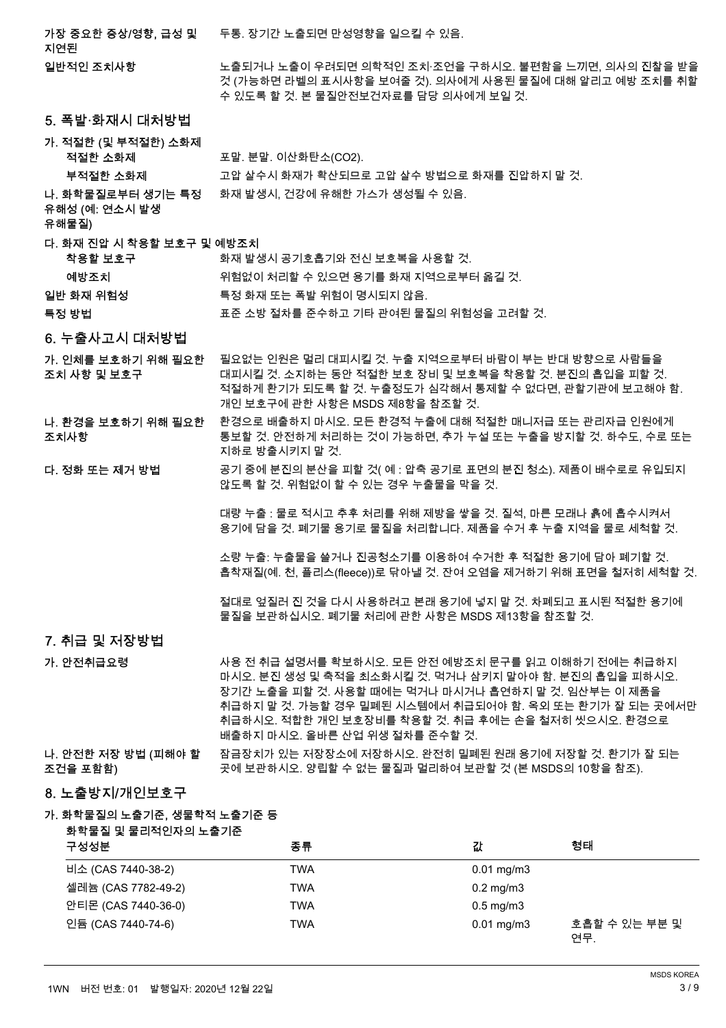| | |
|---|---|
| **가장 중요한 증상/영향, 급성 및 지연된** | 두통. 장기간 노출되면 만성영향을 일으킬 수 있음. |
| **일반적인 조치사항** | 노출되거나 노출이 우려되면 의학적인 조치·조언을 구하시오. 불편함을 느끼면, 의사의 진찰을 받을 것 (가능하면 라벨의 표시사항을 보여줄 것). 의사에게 사용된 물질에 대해 알리고 예방 조치를 취할 수 있도록 할 것. 본 물질안전보건자료를 담당 의사에게 보일 것. |

## 5. 폭발·화재시 대처방법

**가. 적절한 (및 부적절한) 소화제**

| | |
|---|---|
| **적절한 소화제** | 포말. 분말. 이산화탄소(CO2). |
| **부적절한 소화제** | 고압 살수시 화재가 확산되므로 고압 살수 방법으로 화재를 진압하지 말 것. |
| **나. 화학물질로부터 생기는 특정 유해성 (예: 연소시 발생 유해물질)** | 화재 발생시, 건강에 유해한 가스가 생성될 수 있음. |

**다. 화재 진압 시 착용할 보호구 및 예방조치**

| | |
|---|---|
| **착용할 보호구** | 화재 발생시 공기호흡기와 전신 보호복을 사용할 것. |
| **예방조치** | 위험없이 처리할 수 있으면 용기를 화재 지역으로부터 옮길 것. |
| **일반 화재 위험성** | 특정 화재 또는 폭발 위험이 명시되지 않음. |
| **특정 방법** | 표준 소방 절차를 준수하고 기타 관여된 물질의 위험성을 고려할 것. |

## 6. 누출사고시 대처방법

**가. 인체를 보호하기 위해 필요한 조치 사항 및 보호구**

필요없는 인원은 멀리 대피시킬 것. 누출 지역으로부터 바람이 부는 반대 방향으로 사람들을 대피시킬 것. 소지하는 동안 적절한 보호 장비 및 보호복을 착용할 것. 분진의 흡입을 피할 것. 적절하게 환기가 되도록 할 것. 누출정도가 심각해서 통제할 수 없다면, 관할기관에 보고해야 함. 개인 보호구에 관한 사항은 MSDS 제8항을 참조할 것.

**나. 환경을 보호하기 위해 필요한 조치사항**

환경으로 배출하지 마시오. 모든 환경적 누출에 대해 적절한 매니저급 또는 관리자급 인원에게 통보할 것. 안전하게 처리하는 것이 가능하면, 추가 누설 또는 누출을 방지할 것. 하수도, 수로 또는 지하로 방출시키지 말 것.

**다. 정화 또는 제거 방법**

공기 중에 분진의 분산을 피할 것( 예 : 압축 공기로 표면의 분진 청소). 제품이 배수로로 유입되지 않도록 할 것. 위험없이 할 수 있는 경우 누출물을 막을 것.

대량 누출 : 물로 적시고 추후 처리를 위해 제방을 쌓을 것. 질석, 마른 모래나 흙에 흡수시켜서 용기에 담을 것. 폐기물 용기로 물질을 처리합니다. 제품을 수거 후 누출 지역을 물로 세척할 것.

소량 누출: 누출물을 쓸거나 진공청소기를 이용하여 수거한 후 적절한 용기에 담아 폐기할 것. 흡착재질(예. 천, 폴리스(fleece))로 닦아낼 것. 잔여 오염을 제거하기 위해 표면을 철저히 세척할 것.

절대로 엎질러 진 것을 다시 사용하려고 본래 용기에 넣지 말 것. 차폐되고 표시된 적절한 용기에 물질을 보관하십시오. 폐기물 처리에 관한 사항은 MSDS 제13항을 참조할 것.

## 7. 취급 및 저장방법

**가. 안전취급요령**

사용 전 취급 설명서를 확보하시오. 모든 안전 예방조치 문구를 읽고 이해하기 전에는 취급하지 마시오. 분진 생성 및 축적을 최소화시킬 것. 먹거나 삼키지 말아야 함. 분진의 흡입을 피하시오. 장기간 노출을 피할 것. 사용할 때에는 먹거나 마시거나 흡연하지 말 것. 임산부는 이 제품을 취급하지 말 것. 가능할 경우 밀폐된 시스템에서 취급되어야 함. 옥외 또는 환기가 잘 되는 곳에서만 취급하시오. 적합한 개인 보호장비를 착용할 것. 취급 후에는 손을 철저히 씻으시오. 환경으로 배출하지 마시오. 올바른 산업 위생 절차를 준수할 것.

**나. 안전한 저장 방법 (피해야 할 조건을 포함함)**

잠금장치가 있는 저장장소에 저장하시오. 완전히 밀폐된 원래 용기에 저장할 것. 환기가 잘 되는 곳에 보관하시오. 양립할 수 없는 물질과 멀리하여 보관할 것 (본 MSDS의 10항을 참조).

## 8. 노출방지/개인보호구

**가. 화학물질의 노출기준, 생물학적 노출기준 등**

**화학물질 및 물리적인자의 노출기준**

| 구성성분 | 종류 | 값 | 형태 |
|---|---|---|---|
| 비소 (CAS 7440-38-2) | TWA | 0.01 mg/m3 | |
| 셀레늄 (CAS 7782-49-2) | TWA | 0.2 mg/m3 | |
| 안티몬 (CAS 7440-36-0) | TWA | 0.5 mg/m3 | |
| 인듐 (CAS 7440-74-6) | TWA | 0.01 mg/m3 | 호흡할 수 있는 부분 및 연무. |

1WN 버전 번호: 01 발행일자: 2020년 12월 22일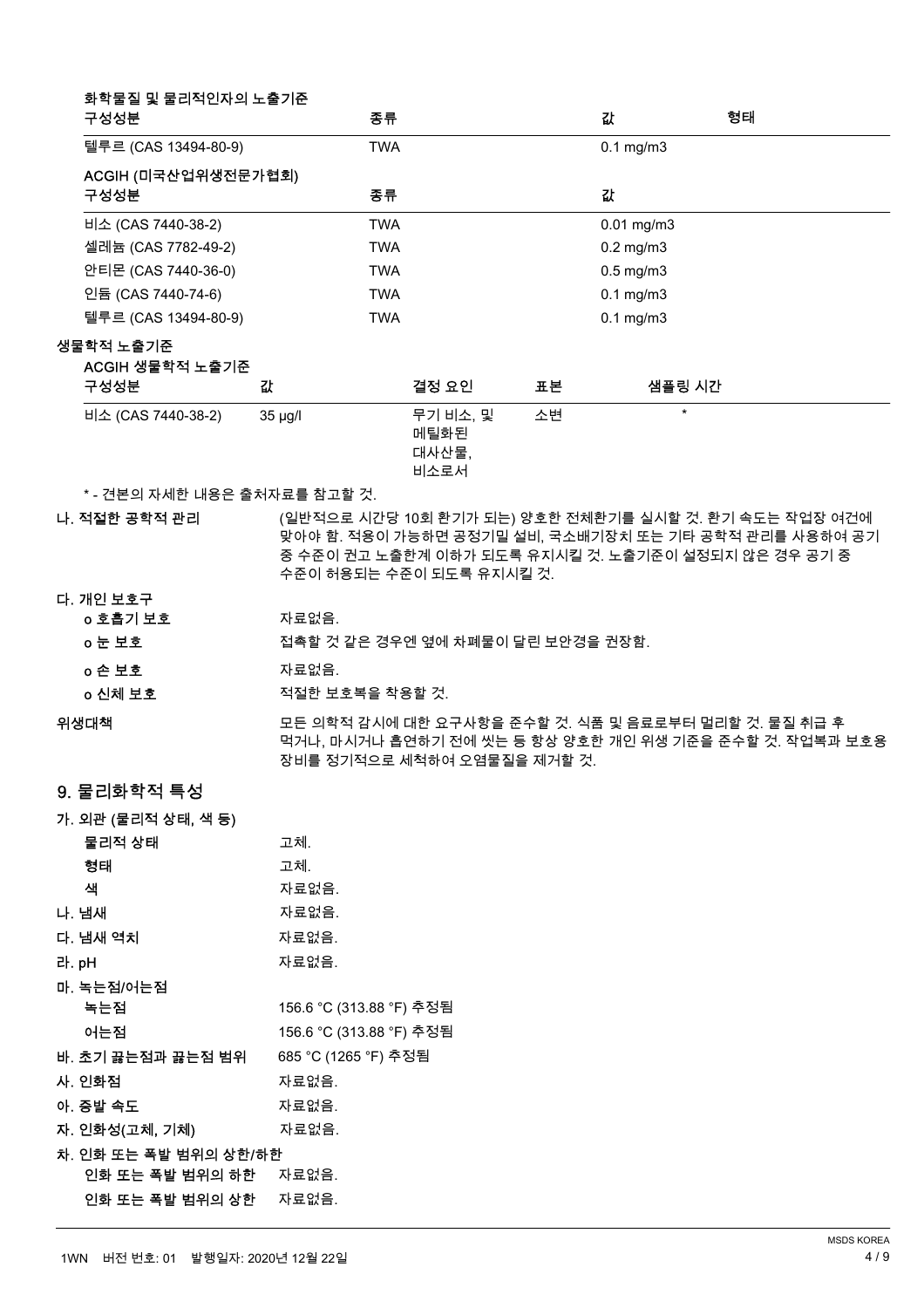**화학물질 및 물리적인자의 노출기준**

| 구성성분 | 종류 | 값 | 형태 |
|---|---|---|---|
| 텔루르 (CAS 13494-80-9) | TWA | 0.1 mg/m3 | |

**ACGIH (미국산업위생전문가협회)**

| 구성성분 | 종류 | 값 |
|---|---|---|
| 비소 (CAS 7440-38-2) | TWA | 0.01 mg/m3 |
| 셀레늄 (CAS 7782-49-2) | TWA | 0.2 mg/m3 |
| 안티몬 (CAS 7440-36-0) | TWA | 0.5 mg/m3 |
| 인듐 (CAS 7440-74-6) | TWA | 0.1 mg/m3 |
| 텔루르 (CAS 13494-80-9) | TWA | 0.1 mg/m3 |

**생물학적 노출기준**

**ACGIH 생물학적 노출기준**

| 구성성분 | 값 | 결정 요인 | 표본 | 샘플링 시간 |
|---|---|---|---|---|
| 비소 (CAS 7440-38-2) | 35 µg/l | 무기 비소, 및 메틸화된 대사산물, 비소로서 | 소변 | * |

\* - 견본의 자세한 내용은 출처자료를 참고할 것.

**나. 적절한 공학적 관리** (일반적으로 시간당 10회 환기가 되는) 양호한 전체환기를 실시할 것. 환기 속도는 작업장 여건에 맞아야 함. 적용이 가능하면 공정기밀 설비, 국소배기장치 또는 기타 공학적 관리를 사용하여 공기 중 수준이 권고 노출한계 이하가 되도록 유지시킬 것. 노출기준이 설정되지 않은 경우 공기 중 수준이 허용되는 수준이 되도록 유지시킬 것.

**다. 개인 보호구**

**o 호흡기 보호** 자료없음.

**o 눈 보호** 접촉할 것 같은 경우엔 옆에 차폐물이 달린 보안경을 권장함.

**o 손 보호** 자료없음.

**o 신체 보호** 적절한 보호복을 착용할 것.

**위생대책** 모든 의학적 감시에 대한 요구사항을 준수할 것. 식품 및 음료로부터 멀리할 것. 물질 취급 후 먹거나, 마시거나 흡연하기 전에 씻는 등 항상 양호한 개인 위생 기준을 준수할 것. 작업복과 보호용 장비를 정기적으로 세척하여 오염물질을 제거할 것.

## 9. 물리화학적 특성

**가. 외관 (물리적 상태, 색 등)**

**물리적 상태** 고체.

**형태** 고체.

**색** 자료없음.

**나. 냄새** 자료없음.

**다. 냄새 역치** 자료없음.

**라. pH** 자료없음.

**마. 녹는점/어는점**

**녹는점** 156.6 °C (313.88 °F) 추정됨

**어는점** 156.6 °C (313.88 °F) 추정됨

**바. 초기 끓는점과 끓는점 범위** 685 °C (1265 °F) 추정됨

**사. 인화점** 자료없음.

**아. 증발 속도** 자료없음.

**자. 인화성(고체, 기체)** 자료없음.

**차. 인화 또는 폭발 범위의 상한/하한**

**인화 또는 폭발 범위의 하한** 자료없음.

**인화 또는 폭발 범위의 상한** 자료없음.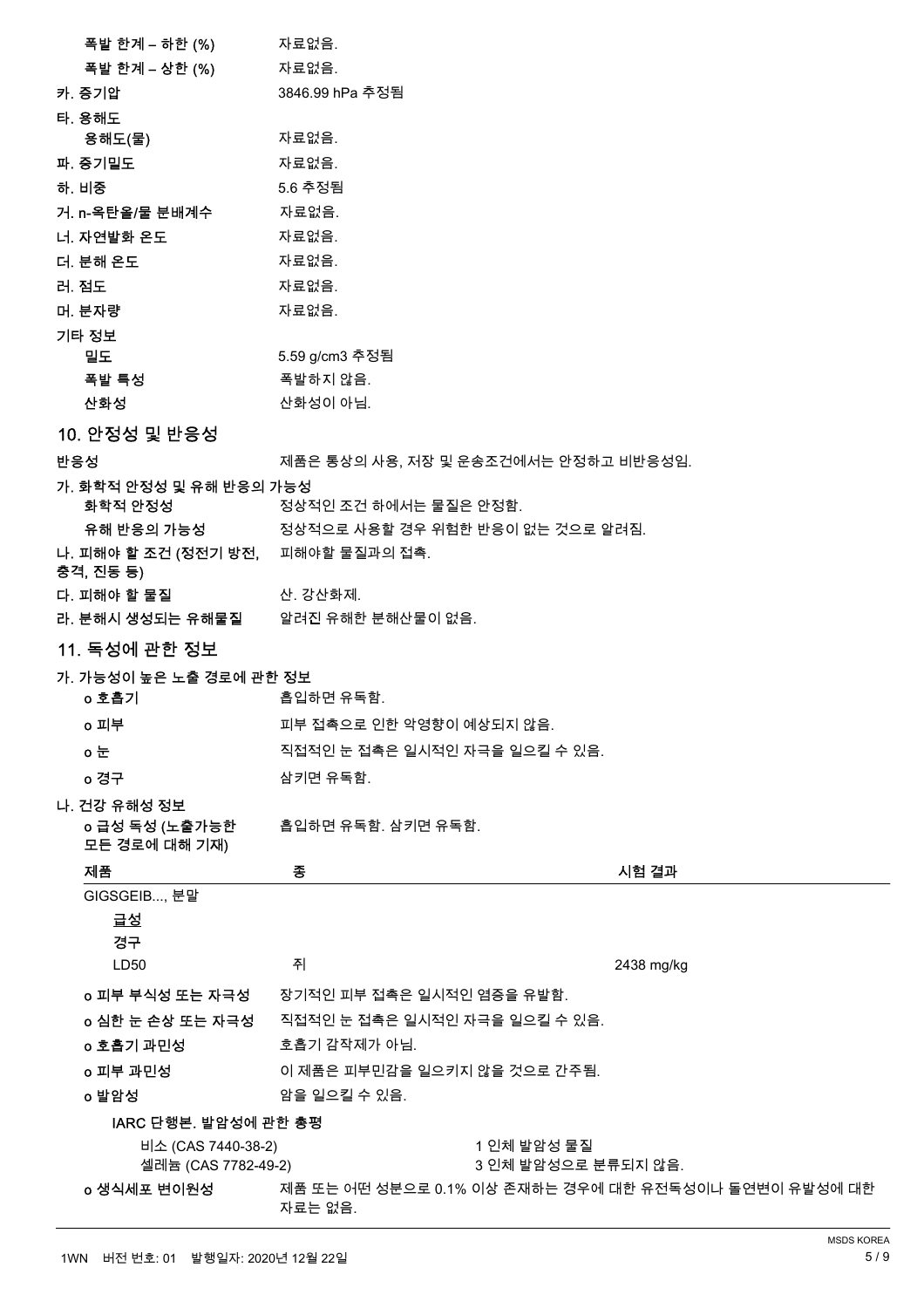| | |
|---|---|
| 폭발 한계 – 하한 (%) | 자료없음. |
| 폭발 한계 – 상한 (%) | 자료없음. |
| 카. 증기압 | 3846.99 hPa 추정됨 |
| 타. 용해도 | |
| 용해도(물) | 자료없음. |
| 파. 증기밀도 | 자료없음. |
| 하. 비중 | 5.6 추정됨 |
| 거. n-옥탄올/물 분배계수 | 자료없음. |
| 너. 자연발화 온도 | 자료없음. |
| 더. 분해 온도 | 자료없음. |
| 러. 점도 | 자료없음. |
| 머. 분자량 | 자료없음. |
| 기타 정보 | |
| 밀도 | 5.59 g/cm3 추정됨 |
| 폭발 특성 | 폭발하지 않음. |
| 산화성 | 산화성이 아님. |

## 10. 안정성 및 반응성

| | |
|---|---|
| 반응성 | 제품은 통상의 사용, 저장 및 운송조건에서는 안정하고 비반응성임. |
| 가. 화학적 안정성 및 유해 반응의 가능성 | |
| 화학적 안정성 | 정상적인 조건 하에서는 물질은 안정함. |
| 유해 반응의 가능성 | 정상적으로 사용할 경우 위험한 반응이 없는 것으로 알려짐. |
| 나. 피해야 할 조건 (정전기 방전, 충격, 진동 등) | 피해야할 물질과의 접촉. |
| 다. 피해야 할 물질 | 산. 강산화제. |
| 라. 분해시 생성되는 유해물질 | 알려진 유해한 분해산물이 없음. |

## 11. 독성에 관한 정보

**가. 가능성이 높은 노출 경로에 관한 정보**

| | |
|---|---|
| o 호흡기 | 흡입하면 유독함. |
| o 피부 | 피부 접촉으로 인한 악영향이 예상되지 않음. |
| o 눈 | 직접적인 눈 접촉은 일시적인 자극을 일으킬 수 있음. |
| o 경구 | 삼키면 유독함. |

**나. 건강 유해성 정보**

| | |
|---|---|
| o 급성 독성 (노출가능한 모든 경로에 대해 기재) | 흡입하면 유독함. 삼키면 유독함. |

| 제품 | 종 | 시험 결과 |
|---|---|---|
| GIGSGEIB..., 분말 | | |
| 급성 | | |
| 경구 | | |
| LD50 | 쥐 | 2438 mg/kg |

| | |
|---|---|
| o 피부 부식성 또는 자극성 | 장기적인 피부 접촉은 일시적인 염증을 유발함. |
| o 심한 눈 손상 또는 자극성 | 직접적인 눈 접촉은 일시적인 자극을 일으킬 수 있음. |
| o 호흡기 과민성 | 호흡기 감작제가 아님. |
| o 피부 과민성 | 이 제품은 피부민감을 일으키지 않을 것으로 간주됨. |
| o 발암성 | 암을 일으킬 수 있음. |

**IARC 단행본. 발암성에 관한 총평**

| | |
|---|---|
| 비소 (CAS 7440-38-2) | 1 인체 발암성 물질 |
| 셀레늄 (CAS 7782-49-2) | 3 인체 발암성으로 분류되지 않음. |

| | |
|---|---|
| o 생식세포 변이원성 | 제품 또는 어떤 성분으로 0.1% 이상 존재하는 경우에 대한 유전독성이나 돌연변이 유발성에 대한 자료는 없음. |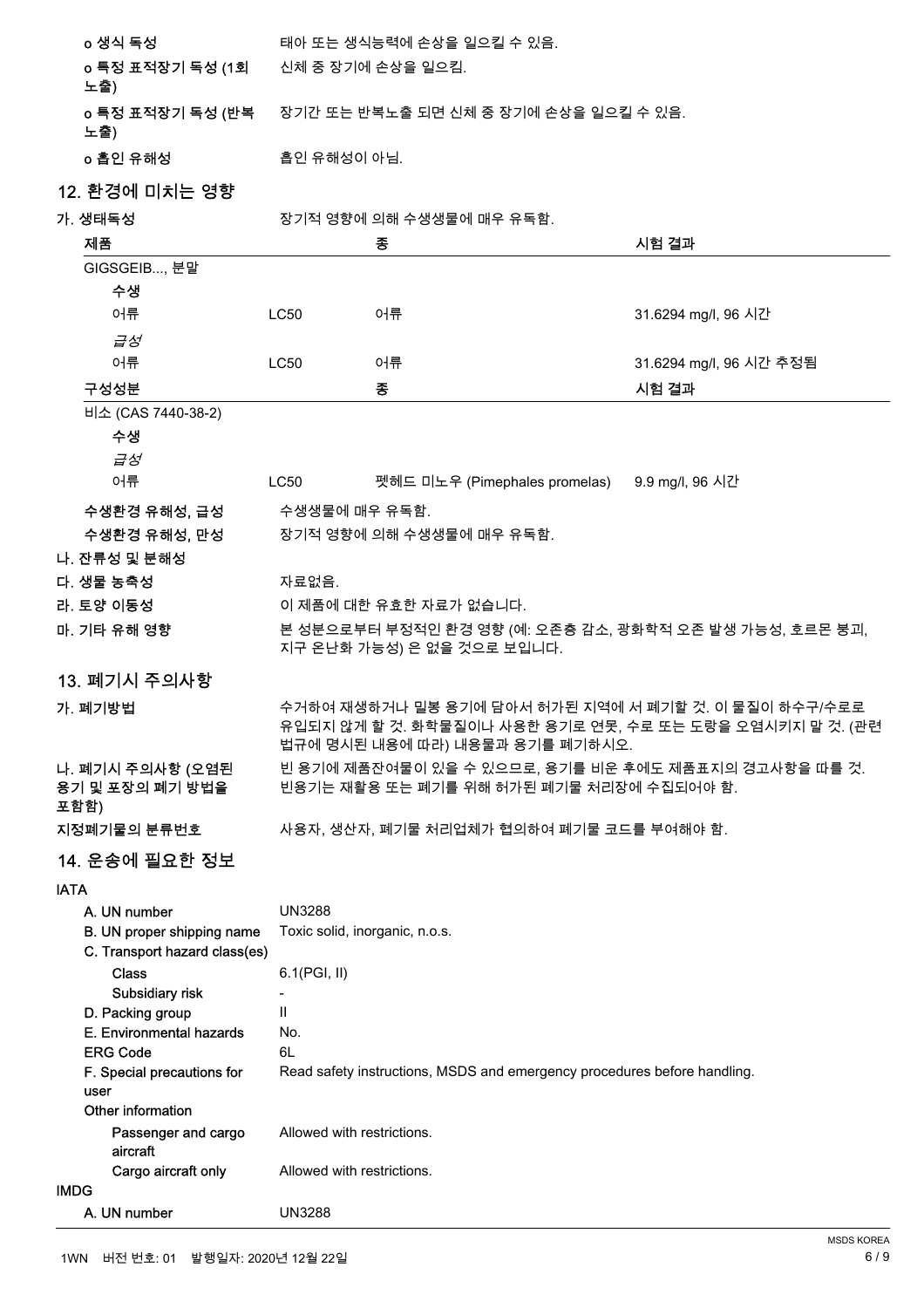**o 생식 독성** 태아 또는 생식능력에 손상을 일으킬 수 있음.

**o 특정 표적장기 독성 (1회 노출)** 신체 중 장기에 손상을 일으킴.

**o 특정 표적장기 독성 (반복 노출)** 장기간 또는 반복노출 되면 신체 중 장기에 손상을 일으킬 수 있음.

**o 흡인 유해성** 흡인 유해성이 아님.

## 12. 환경에 미치는 영향

**가. 생태독성** 장기적 영향에 의해 수생생물에 매우 유독함.

| 제품 | | 종 | 시험 결과 |
|---|---|---|---|
| GIGSGEIB..., 분말 | | | |
| 수생 | | | |
| 어류 | LC50 | 어류 | 31.6294 mg/l, 96 시간 |
| *급성* | | | |
| 어류 | LC50 | 어류 | 31.6294 mg/l, 96 시간 추정됨 |
| **구성성분** | | **종** | **시험 결과** |
| 비소 (CAS 7440-38-2) | | | |
| 수생 | | | |
| *급성* | | | |
| 어류 | LC50 | 펫헤드 미노우 (Pimephales promelas) | 9.9 mg/l, 96 시간 |

**수생환경 유해성, 급성** 수생생물에 매우 유독함.

**수생환경 유해성, 만성** 장기적 영향에 의해 수생생물에 매우 유독함.

**나. 잔류성 및 분해성**

**다. 생물 농축성** 자료없음.

**라. 토양 이동성** 이 제품에 대한 유효한 자료가 없습니다.

**마. 기타 유해 영향** 본 성분으로부터 부정적인 환경 영향 (예: 오존층 감소, 광화학적 오존 발생 가능성, 호르몬 붕괴, 지구 온난화 가능성) 은 없을 것으로 보입니다.

## 13. 폐기시 주의사항

**가. 폐기방법** 수거하여 재생하거나 밀봉 용기에 담아서 허가된 지역에 서 폐기할 것. 이 물질이 하수구/수로로 유입되지 않게 할 것. 화학물질이나 사용한 용기로 연못, 수로 또는 도랑을 오염시키지 말 것. (관련 법규에 명시된 내용에 따라) 내용물과 용기를 폐기하시오.

**나. 폐기시 주의사항 (오염된 용기 및 포장의 폐기 방법을 포함함)** 빈 용기에 제품잔여물이 있을 수 있으므로, 용기를 비운 후에도 제품표지의 경고사항을 따를 것. 빈용기는 재활용 또는 폐기를 위해 허가된 폐기물 처리장에 수집되어야 함.

**지정폐기물의 분류번호** 사용자, 생산자, 폐기물 처리업체가 협의하여 폐기물 코드를 부여해야 함.

## 14. 운송에 필요한 정보

**IATA**

- A. UN number: UN3288
- B. UN proper shipping name: Toxic solid, inorganic, n.o.s.
- C. Transport hazard class(es)
  - Class: 6.1(PGI, II)
  - Subsidiary risk: -
- D. Packing group: II
- E. Environmental hazards: No.
- ERG Code: 6L
- F. Special precautions for user: Read safety instructions, MSDS and emergency procedures before handling.
- Other information
  - Passenger and cargo aircraft: Allowed with restrictions.
  - Cargo aircraft only: Allowed with restrictions.

**IMDG**

- A. UN number: UN3288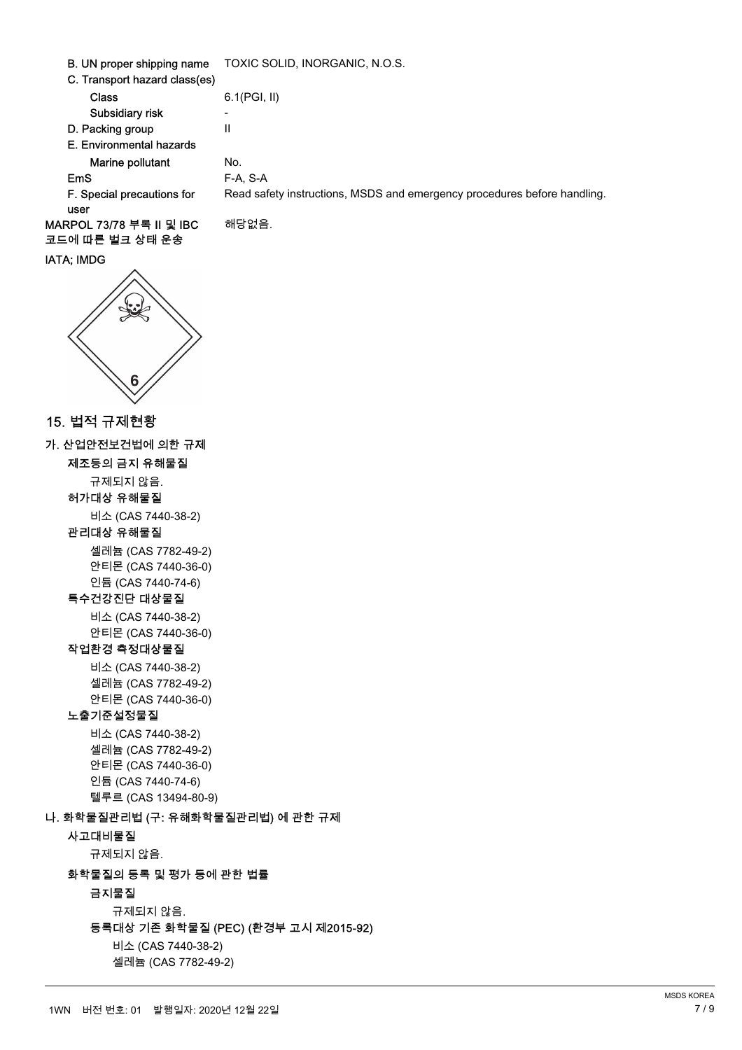| | |
|---|---|
| B. UN proper shipping name | TOXIC SOLID, INORGANIC, N.O.S. |
| C. Transport hazard class(es) | |
| Class | 6.1(PGI, II) |
| Subsidiary risk | - |
| D. Packing group | II |
| E. Environmental hazards | |
| Marine pollutant | No. |
| EmS | F-A, S-A |
| F. Special precautions for user | Read safety instructions, MSDS and emergency procedures before handling. |
| MARPOL 73/78 부록 II 및 IBC 코드에 따른 벌크 상태 운송 | 해당없음. |

IATA; IMDG

## 15. 법적 규제현황

### 가. 산업안전보건법에 의한 규제

**제조등의 금지 유해물질**

규제되지 않음.

**허가대상 유해물질**

비소 (CAS 7440-38-2)

**관리대상 유해물질**

셀레늄 (CAS 7782-49-2)
안티몬 (CAS 7440-36-0)
인듐 (CAS 7440-74-6)

**특수건강진단 대상물질**

비소 (CAS 7440-38-2)
안티몬 (CAS 7440-36-0)

**작업환경 측정대상물질**

비소 (CAS 7440-38-2)
셀레늄 (CAS 7782-49-2)
안티몬 (CAS 7440-36-0)

**노출기준설정물질**

비소 (CAS 7440-38-2)
셀레늄 (CAS 7782-49-2)
안티몬 (CAS 7440-36-0)
인듐 (CAS 7440-74-6)
텔루르 (CAS 13494-80-9)

### 나. 화학물질관리법 (구: 유해화학물질관리법) 에 관한 규제

**사고대비물질**

규제되지 않음.

**화학물질의 등록 및 평가 등에 관한 법률**

**금지물질**

규제되지 않음.

**등록대상 기존 화학물질 (PEC) (환경부 고시 제2015-92)**

비소 (CAS 7440-38-2)
셀레늄 (CAS 7782-49-2)

1WN 버전 번호: 01 발행일자: 2020년 12월 22일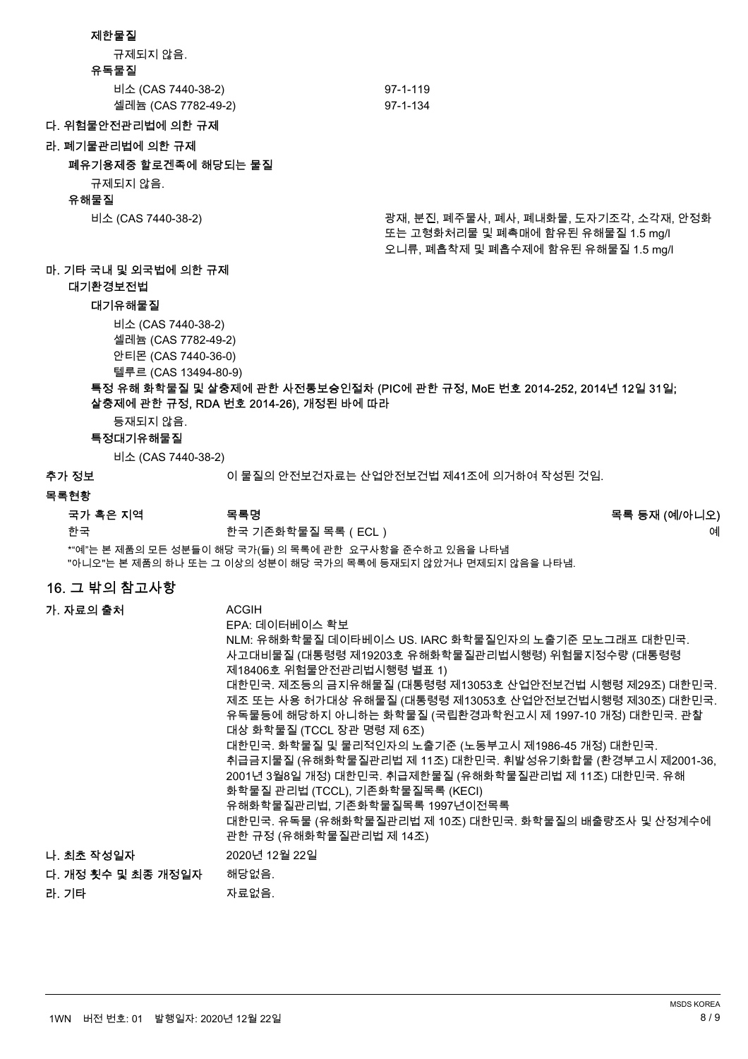**제한물질**

규제되지 않음.

**유독물질**

| | |
|---|---|
| 비소 (CAS 7440-38-2) | 97-1-119 |
| 셀레늄 (CAS 7782-49-2) | 97-1-134 |

**다. 위험물안전관리법에 의한 규제**

**라. 폐기물관리법에 의한 규제**

**폐유기용제중 할로겐족에 해당되는 물질**

규제되지 않음.

**유해물질**

| | |
|---|---|
| 비소 (CAS 7440-38-2) | 광재, 분진, 폐주물사, 폐사, 폐내화물, 도자기조각, 소각재, 안정화 또는 고형화처리물 및 폐촉매에 함유된 유해물질 1.5 mg/l<br>오니류, 폐흡착제 및 폐흡수제에 함유된 유해물질 1.5 mg/l |

**마. 기타 국내 및 외국법에 의한 규제**

**대기환경보전법**

**대기유해물질**

비소 (CAS 7440-38-2)
셀레늄 (CAS 7782-49-2)
안티몬 (CAS 7440-36-0)
텔루르 (CAS 13494-80-9)

**특정 유해 화학물질 및 살충제에 관한 사전통보승인절차 (PIC에 관한 규정, MoE 번호 2014-252, 2014년 12월 31일; 살충제에 관한 규정, RDA 번호 2014-26), 개정된 바에 따라**

등재되지 않음.

**특정대기유해물질**

비소 (CAS 7440-38-2)

**추가 정보** 이 물질의 안전보건자료는 산업안전보건법 제41조에 의거하여 작성된 것임.

**목록현황**

| 국가 혹은 지역 | 목록명 | 목록 등재 (예/아니오) |
|---|---|---|
| 한국 | 한국 기존화학물질 목록 ( ECL ) | 예 |

*"예"는 본 제품의 모든 성분들이 해당 국가(들) 의 목록에 관한 요구사항을 준수하고 있음을 나타냄
"아니오"는 본 제품의 하나 또는 그 이상의 성분이 해당 국가의 목록에 등재되지 않았거나 면제되지 않음을 나타냄.

## 16. 그 밖의 참고사항

**가. 자료의 출처**

ACGIH
EPA: 데이터베이스 확보
NLM: 유해화학물질 데이타베이스 US. IARC 화학물질인자의 노출기준 모노그래프 대한민국. 사고대비물질 (대통령령 제19203호 유해화학물질관리법시행령) 위험물지정수량 (대통령령 제18406호 위험물안전관리법시행령 별표 1)
대한민국. 제조등의 금지유해물질 (대통령령 제13053호 산업안전보건법 시행령 제29조) 대한민국. 제조 또는 사용 허가대상 유해물질 (대통령령 제13053호 산업안전보건법시행령 제30조) 대한민국. 유독물등에 해당하지 아니하는 화학물질 (국립환경과학원고시 제 1997-10 개정) 대한민국. 관찰 대상 화학물질 (TCCL 장관 명령 제 6조)
대한민국. 화학물질 및 물리적인자의 노출기준 (노동부고시 제1986-45 개정) 대한민국. 취급금지물질 (유해화학물질관리법 제 11조) 대한민국. 휘발성유기화합물 (환경부고시 제2001-36, 2001년 3월8일 개정) 대한민국. 취급제한물질 (유해화학물질관리법 제 11조) 대한민국. 유해 화학물질 관리법 (TCCL), 기존화학물질목록 (KECI)
유해화학물질관리법, 기존화학물질목록 1997년이전목록
대한민국. 유독물 (유해화학물질관리법 제 10조) 대한민국. 화학물질의 배출량조사 및 산정계수에 관한 규정 (유해화학물질관리법 제 14조)

**나. 최초 작성일자** 2020년 12월 22일

**다. 개정 횟수 및 최종 개정일자** 해당없음.

**라. 기타** 자료없음.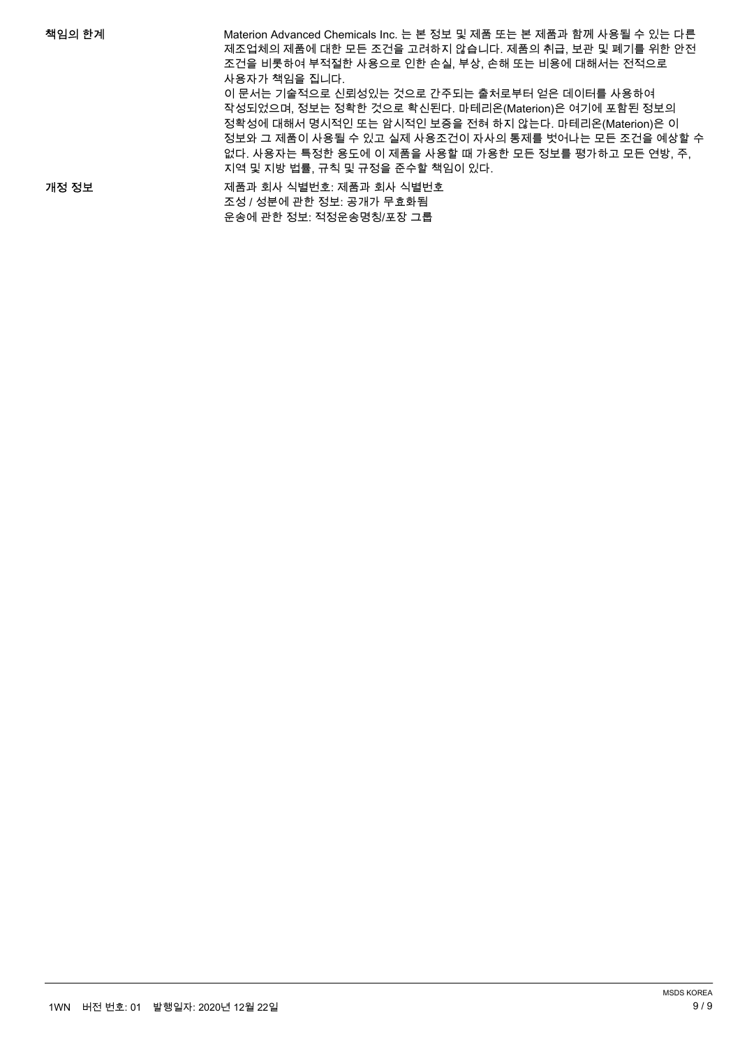**책임의 한계**

Materion Advanced Chemicals Inc. 는 본 정보 및 제품 또는 본 제품과 함께 사용될 수 있는 다른 제조업체의 제품에 대한 모든 조건을 고려하지 않습니다. 제품의 취급, 보관 및 폐기를 위한 안전 조건을 비롯하여 부적절한 사용으로 인한 손실, 부상, 손해 또는 비용에 대해서는 전적으로 사용자가 책임을 집니다.

이 문서는 기술적으로 신뢰성있는 것으로 간주되는 출처로부터 얻은 데이터를 사용하여 작성되었으며, 정보는 정확한 것으로 확신된다. 마테리온(Materion)은 여기에 포함된 정보의 정확성에 대해서 명시적인 또는 암시적인 보증을 전혀 하지 않는다. 마테리온(Materion)은 이 정보와 그 제품이 사용될 수 있고 실제 사용조건이 자사의 통제를 벗어나는 모든 조건을 예상할 수 없다. 사용자는 특정한 용도에 이 제품을 사용할 때 가용한 모든 정보를 평가하고 모든 연방, 주, 지역 및 지방 법률, 규칙 및 규정을 준수할 책임이 있다.

**개정 정보**

제품과 회사 식별번호: 제품과 회사 식별번호
조성 / 성분에 관한 정보: 공개가 무효화됨
운송에 관한 정보: 적정운송명칭/포장 그룹

1WN 버전 번호: 01 발행일자: 2020년 12월 22일